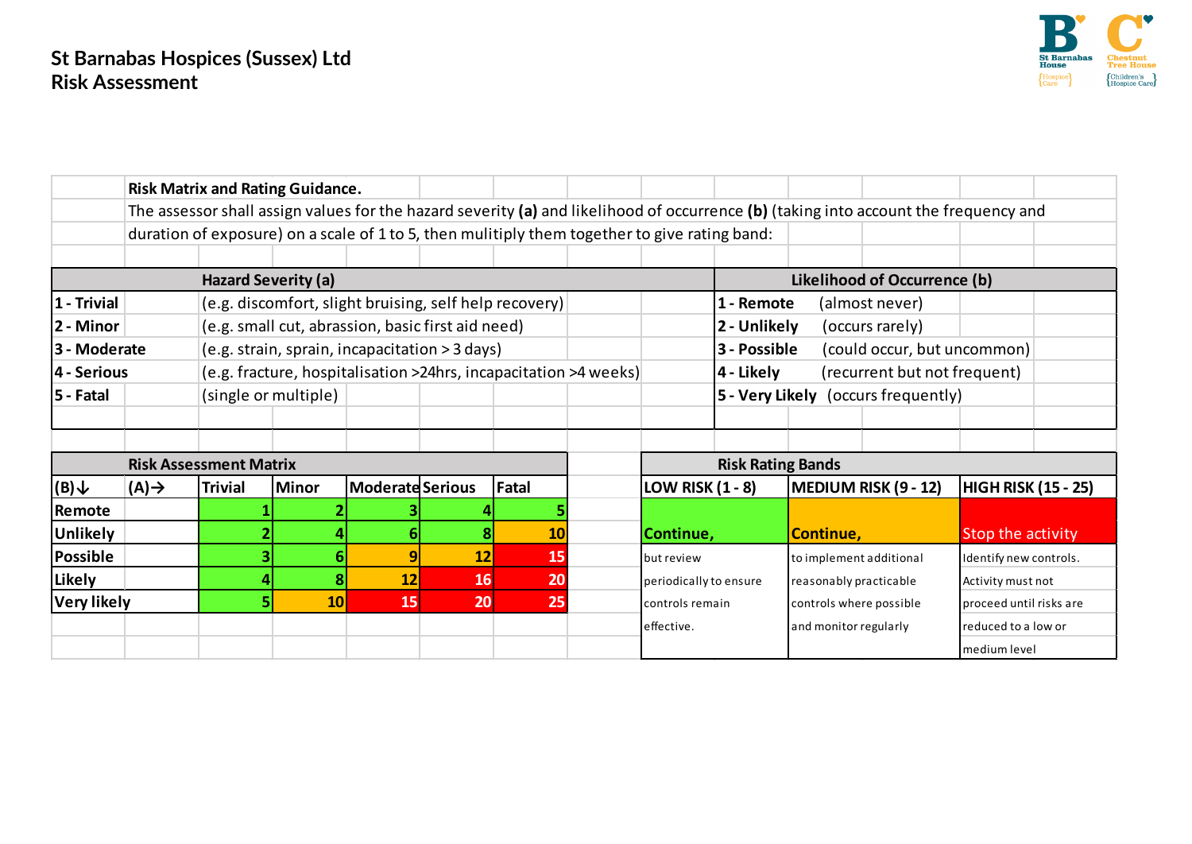# St Barnabas Hospices (Sussex) Ltd
# Risk Assessment

**Risk Matrix and Rating Guidance.**

The assessor shall assign values for the hazard severity **(a)** and likelihood of occurrence **(b)** (taking into account the frequency and duration of exposure) on a scale of 1 to 5, then mulitiply them together to give rating band:

| Hazard Severity (a) | | Likelihood of Occurrence (b) | |
|---|---|---|---|
| **1 - Trivial** | (e.g. discomfort, slight bruising, self help recovery) | **1 - Remote** | (almost never) |
| **2 - Minor** | (e.g. small cut, abrassion, basic first aid need) | **2 - Unlikely** | (occurs rarely) |
| **3 - Moderate** | (e.g. strain, sprain, incapacitation > 3 days) | **3 - Possible** | (could occur, but uncommon) |
| **4 - Serious** | (e.g. fracture, hospitalisation >24hrs, incapacitation >4 weeks) | **4 - Likely** | (recurrent but not frequent) |
| **5 - Fatal** | (single or multiple) | **5 - Very Likely** | (occurs frequently) |

**Risk Assessment Matrix**

| (B)↓ (A)→ | Trivial | Minor | Moderate | Serious | Fatal |
|---|---|---|---|---|---|
| **Remote** | 1 | 2 | 3 | 4 | 5 |
| **Unlikely** | 2 | 4 | 6 | 8 | 10 |
| **Possible** | 3 | 6 | 9 | 12 | 15 |
| **Likely** | 4 | 8 | 12 | 16 | 20 |
| **Very likely** | 5 | 10 | 15 | 20 | 25 |

**Risk Rating Bands**

| LOW RISK (1 - 8) | MEDIUM RISK (9 - 12) | HIGH RISK (15 - 25) |
|---|---|---|
| Continue, but review periodically to ensure controls remain effective. | Continue, to implement additional reasonably practicable controls where possible and monitor regularly | Stop the activity Identify new controls. Activity must not proceed until risks are reduced to a low or medium level |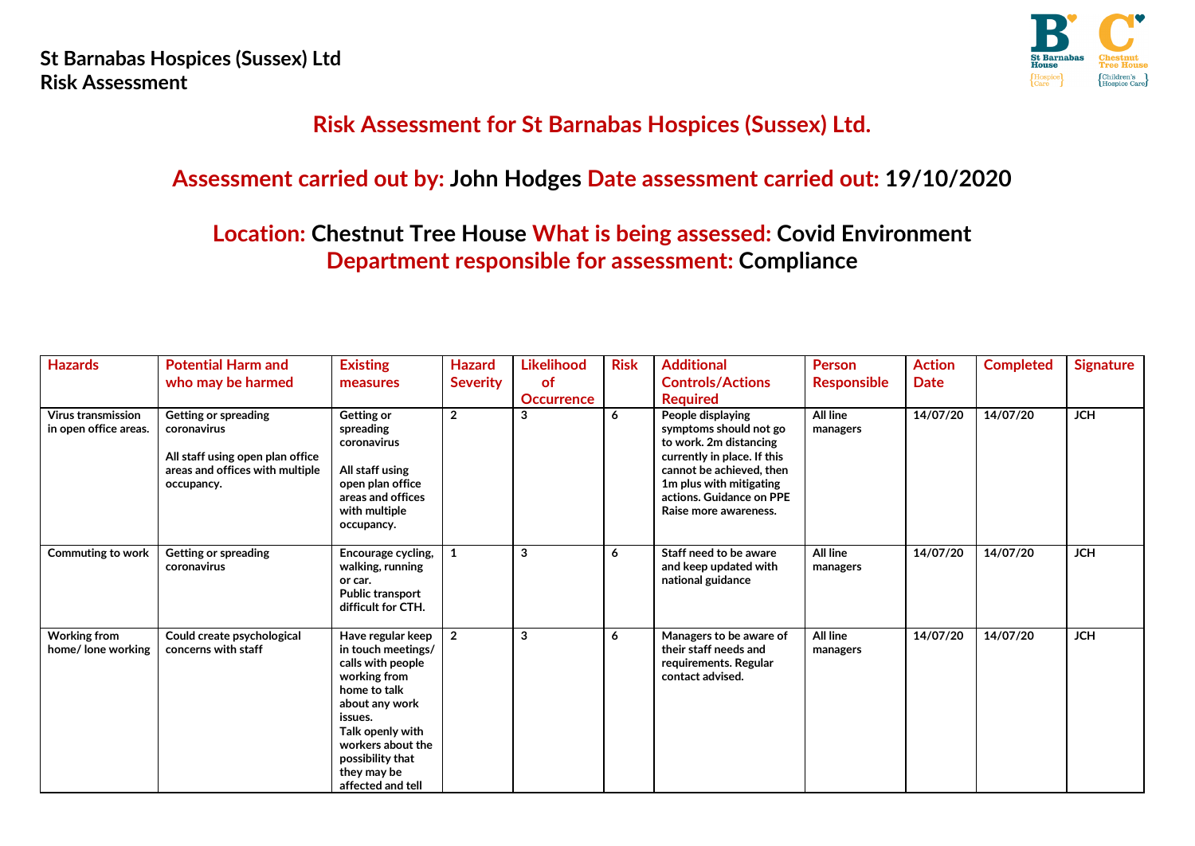**St Barnabas Hospices (Sussex) Ltd**
**Risk Assessment**

## Risk Assessment for St Barnabas Hospices (Sussex) Ltd.

## Assessment carried out by: John Hodges Date assessment carried out: 19/10/2020

## Location: Chestnut Tree House What is being assessed: Covid Environment Department responsible for assessment: Compliance

| Hazards | Potential Harm and who may be harmed | Existing measures | Hazard Severity | Likelihood of Occurrence | Risk | Additional Controls/Actions Required | Person Responsible | Action Date | Completed | Signature |
|---|---|---|---|---|---|---|---|---|---|---|
| Virus transmission in open office areas. | Getting or spreading coronavirus<br><br>All staff using open plan office areas and offices with multiple occupancy. | Getting or spreading coronavirus<br><br>All staff using open plan office areas and offices with multiple occupancy. | 2 | 3 | 6 | People displaying symptoms should not go to work. 2m distancing currently in place. If this cannot be achieved, then 1m plus with mitigating actions. Guidance on PPE Raise more awareness. | All line managers | 14/07/20 | 14/07/20 | JCH |
| Commuting to work | Getting or spreading coronavirus | Encourage cycling, walking, running or car.<br>Public transport difficult for CTH. | 1 | 3 | 6 | Staff need to be aware and keep updated with national guidance | All line managers | 14/07/20 | 14/07/20 | JCH |
| Working from home/ lone working | Could create psychological concerns with staff | Have regular keep in touch meetings/ calls with people working from home to talk about any work issues.<br>Talk openly with workers about the possibility that they may be affected and tell | 2 | 3 | 6 | Managers to be aware of their staff needs and requirements. Regular contact advised. | All line managers | 14/07/20 | 14/07/20 | JCH |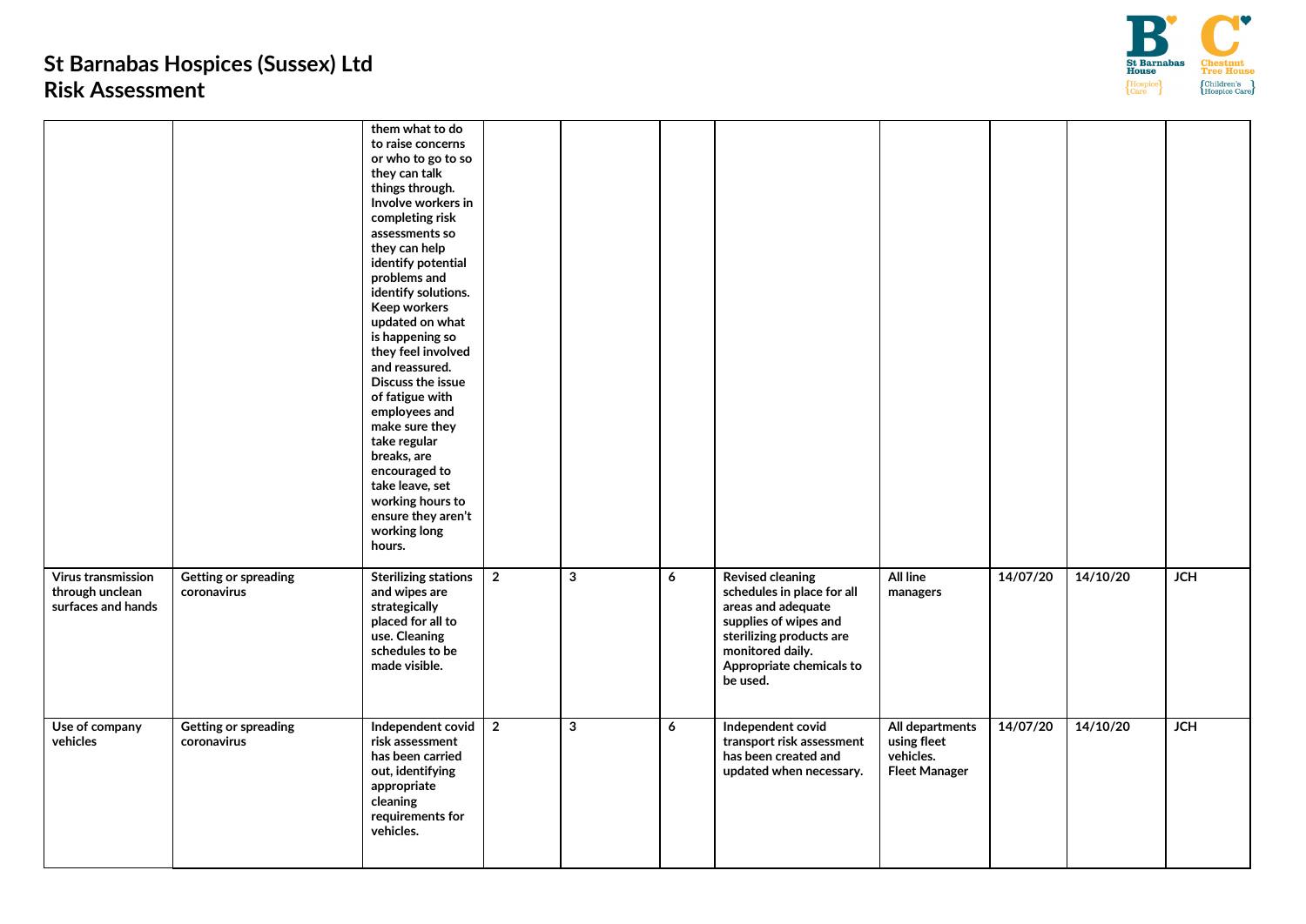# St Barnabas Hospices (Sussex) Ltd
# Risk Assessment

| | | | | | | | | | | |
|---|---|---|---|---|---|---|---|---|---|---|
| | | **them what to do to raise concerns or who to go to so they can talk things through. Involve workers in completing risk assessments so they can help identify potential problems and identify solutions. Keep workers updated on what is happening so they feel involved and reassured. Discuss the issue of fatigue with employees and make sure they take regular breaks, are encouraged to take leave, set working hours to ensure they aren't working long hours.** | | | | | | | | |
| **Virus transmission through unclean surfaces and hands** | **Getting or spreading coronavirus** | **Sterilizing stations and wipes are strategically placed for all to use. Cleaning schedules to be made visible.** | **2** | **3** | **6** | **Revised cleaning schedules in place for all areas and adequate supplies of wipes and sterilizing products are monitored daily. Appropriate chemicals to be used.** | **All line managers** | **14/07/20** | **14/10/20** | **JCH** |
| **Use of company vehicles** | **Getting or spreading coronavirus** | **Independent covid risk assessment has been carried out, identifying appropriate cleaning requirements for vehicles.** | **2** | **3** | **6** | **Independent covid transport risk assessment has been created and updated when necessary.** | **All departments using fleet vehicles. Fleet Manager** | **14/07/20** | **14/10/20** | **JCH** |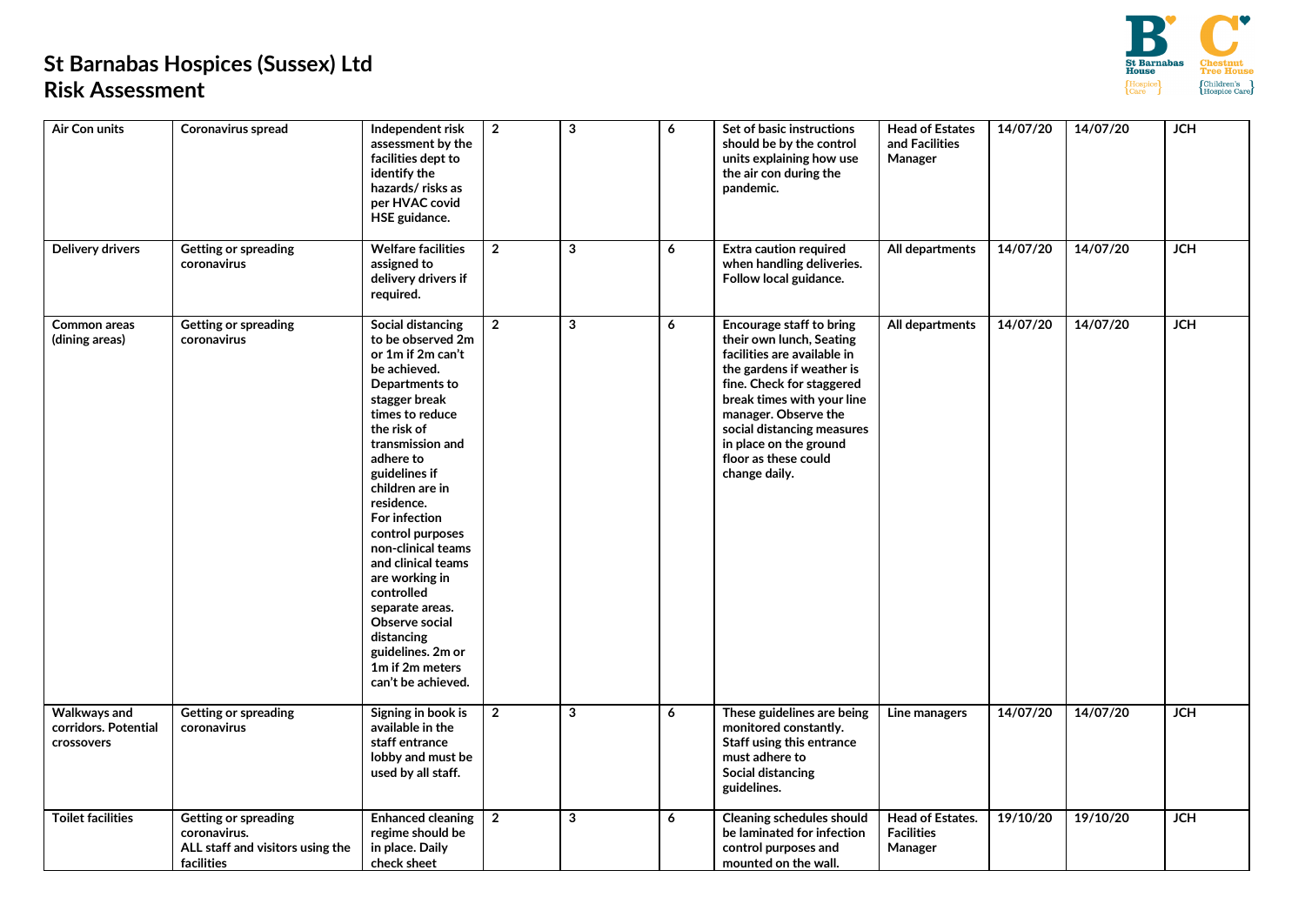# St Barnabas Hospices (Sussex) Ltd
# Risk Assessment

| | | | | | | | | | | |
|---|---|---|---|---|---|---|---|---|---|---|
| Air Con units | Coronavirus spread | Independent risk assessment by the facilities dept to identify the hazards/ risks as per HVAC covid HSE guidance. | 2 | 3 | 6 | Set of basic instructions should be by the control units explaining how use the air con during the pandemic. | Head of Estates and Facilities Manager | 14/07/20 | 14/07/20 | JCH |
| Delivery drivers | Getting or spreading coronavirus | Welfare facilities assigned to delivery drivers if required. | 2 | 3 | 6 | Extra caution required when handling deliveries. Follow local guidance. | All departments | 14/07/20 | 14/07/20 | JCH |
| Common areas (dining areas) | Getting or spreading coronavirus | Social distancing to be observed 2m or 1m if 2m can't be achieved. Departments to stagger break times to reduce the risk of transmission and adhere to guidelines if children are in residence. For infection control purposes non-clinical teams and clinical teams are working in controlled separate areas. Observe social distancing guidelines. 2m or 1m if 2m meters can't be achieved. | 2 | 3 | 6 | Encourage staff to bring their own lunch, Seating facilities are available in the gardens if weather is fine. Check for staggered break times with your line manager. Observe the social distancing measures in place on the ground floor as these could change daily. | All departments | 14/07/20 | 14/07/20 | JCH |
| Walkways and corridors. Potential crossovers | Getting or spreading coronavirus | Signing in book is available in the staff entrance lobby and must be used by all staff. | 2 | 3 | 6 | These guidelines are being monitored constantly. Staff using this entrance must adhere to Social distancing guidelines. | Line managers | 14/07/20 | 14/07/20 | JCH |
| Toilet facilities | Getting or spreading coronavirus. ALL staff and visitors using the facilities | Enhanced cleaning regime should be in place. Daily check sheet | 2 | 3 | 6 | Cleaning schedules should be laminated for infection control purposes and mounted on the wall. | Head of Estates. Facilities Manager | 19/10/20 | 19/10/20 | JCH |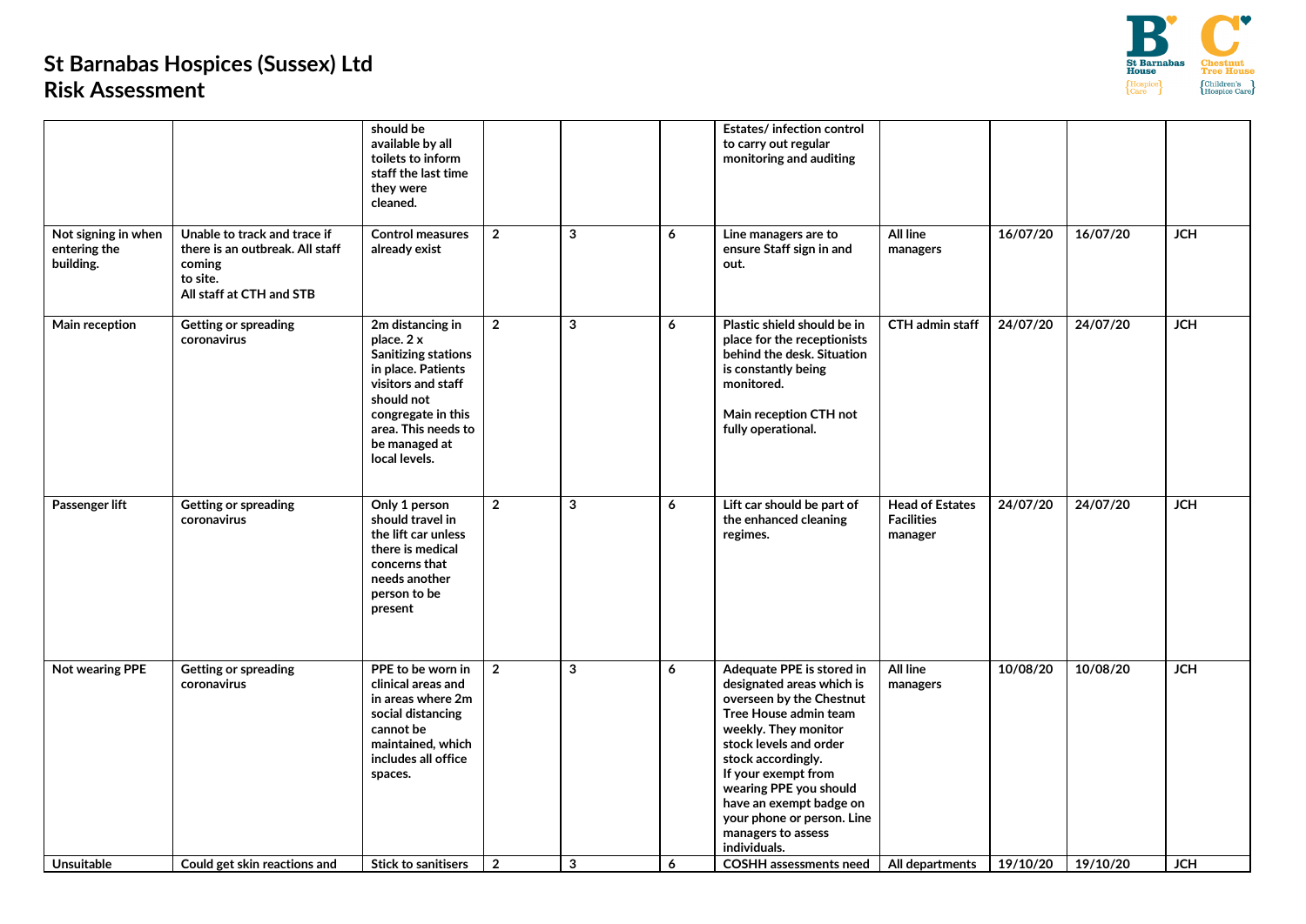# St Barnabas Hospices (Sussex) Ltd
# Risk Assessment

| | | | | | | | | | | |
|---|---|---|---|---|---|---|---|---|---|---|
| | | should be available by all toilets to inform staff the last time they were cleaned. | | | | Estates/ infection control to carry out regular monitoring and auditing | | | | |
| Not signing in when entering the building. | Unable to track and trace if there is an outbreak. All staff coming to site. All staff at CTH and STB | Control measures already exist | 2 | 3 | 6 | Line managers are to ensure Staff sign in and out. | All line managers | 16/07/20 | 16/07/20 | JCH |
| Main reception | Getting or spreading coronavirus | 2m distancing in place. 2 x Sanitizing stations in place. Patients visitors and staff should not congregate in this area. This needs to be managed at local levels. | 2 | 3 | 6 | Plastic shield should be in place for the receptionists behind the desk. Situation is constantly being monitored.<br><br>Main reception CTH not fully operational. | CTH admin staff | 24/07/20 | 24/07/20 | JCH |
| Passenger lift | Getting or spreading coronavirus | Only 1 person should travel in the lift car unless there is medical concerns that needs another person to be present | 2 | 3 | 6 | Lift car should be part of the enhanced cleaning regimes. | Head of Estates Facilities manager | 24/07/20 | 24/07/20 | JCH |
| Not wearing PPE | Getting or spreading coronavirus | PPE to be worn in clinical areas and in areas where 2m social distancing cannot be maintained, which includes all office spaces. | 2 | 3 | 6 | Adequate PPE is stored in designated areas which is overseen by the Chestnut Tree House admin team weekly. They monitor stock levels and order stock accordingly.<br>If your exempt from wearing PPE you should have an exempt badge on your phone or person. Line managers to assess individuals. | All line managers | 10/08/20 | 10/08/20 | JCH |
| Unsuitable | Could get skin reactions and | Stick to sanitisers | 2 | 3 | 6 | COSHH assessments need | All departments | 19/10/20 | 19/10/20 | JCH |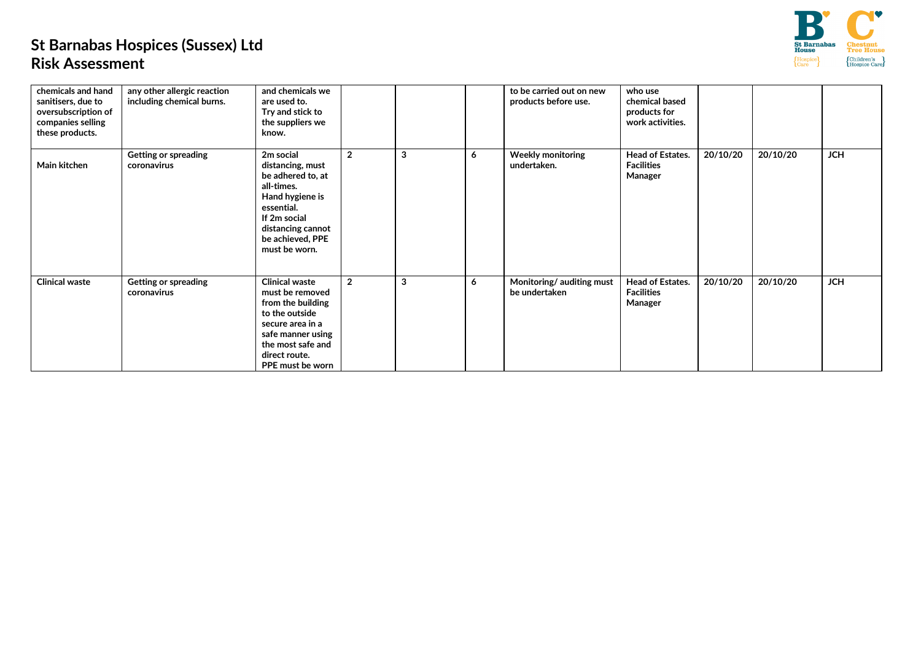# St Barnabas Hospices (Sussex) Ltd
# Risk Assessment

| | | | | | | | | | | |
|---|---|---|---|---|---|---|---|---|---|---|
| **chemicals and hand sanitisers, due to oversubscription of companies selling these products.** | **any other allergic reaction including chemical burns.** | **and chemicals we are used to. Try and stick to the suppliers we know.** | | | | **to be carried out on new products before use.** | **who use chemical based products for work activities.** | | | |
| **Main kitchen** | **Getting or spreading coronavirus** | **2m social distancing, must be adhered to, at all-times. Hand hygiene is essential. If 2m social distancing cannot be achieved, PPE must be worn.** | **2** | **3** | **6** | **Weekly monitoring undertaken.** | **Head of Estates. Facilities Manager** | **20/10/20** | **20/10/20** | **JCH** |
| **Clinical waste** | **Getting or spreading coronavirus** | **Clinical waste must be removed from the building to the outside secure area in a safe manner using the most safe and direct route. PPE must be worn** | **2** | **3** | **6** | **Monitoring/ auditing must be undertaken** | **Head of Estates. Facilities Manager** | **20/10/20** | **20/10/20** | **JCH** |